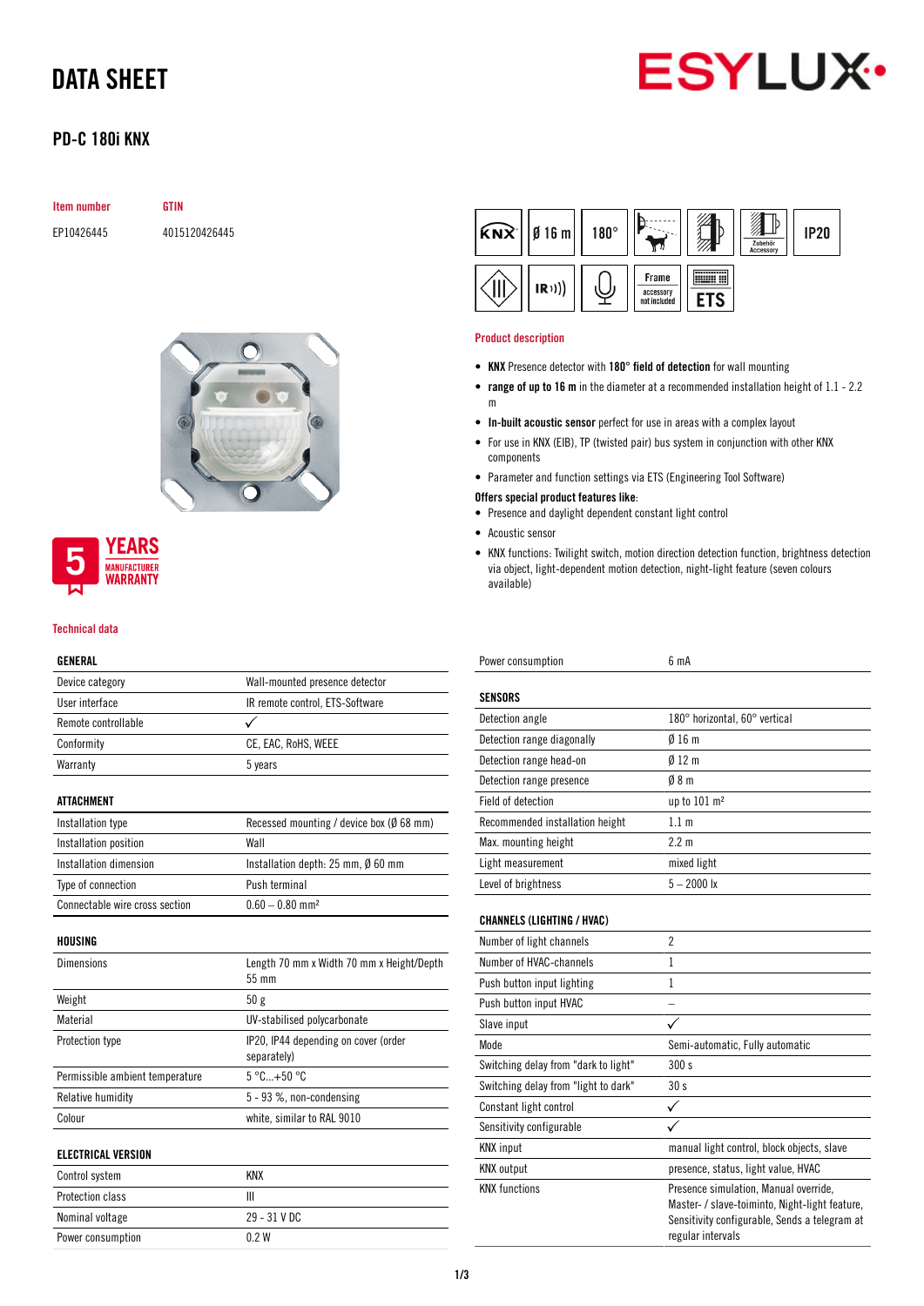# DATA SHEET

## PD-C 180i KNX

| Item number | GTIN |
|---|---|
| EP10426445 | 4015120426445 |

5 YEARS MANUFACTURER WARRANTY

KNX | Ø 16 m | 180° | IP20 | IR | Frame accessory not included | ETS

### Product description

- **KNX** Presence detector with **180° field of detection** for wall mounting
- **range of up to 16 m** in the diameter at a recommended installation height of 1.1 - 2.2 m
- **In-built acoustic sensor** perfect for use in areas with a complex layout
- For use in KNX (EIB), TP (twisted pair) bus system in conjunction with other KNX components
- Parameter and function settings via ETS (Engineering Tool Software)

**Offers special product features like**:

- Presence and daylight dependent constant light control
- Acoustic sensor
- KNX functions: Twilight switch, motion direction detection function, brightness detection via object, light-dependent motion detection, night-light feature (seven colours available)

### Technical data

| GENERAL | |
|---|---|
| Device category | Wall-mounted presence detector |
| User interface | IR remote control, ETS-Software |
| Remote controllable | ✓ |
| Conformity | CE, EAC, RoHS, WEEE |
| Warranty | 5 years |

| ATTACHMENT | |
|---|---|
| Installation type | Recessed mounting / device box (Ø 68 mm) |
| Installation position | Wall |
| Installation dimension | Installation depth: 25 mm, Ø 60 mm |
| Type of connection | Push terminal |
| Connectable wire cross section | 0.60 – 0.80 mm² |

| HOUSING | |
|---|---|
| Dimensions | Length 70 mm x Width 70 mm x Height/Depth 55 mm |
| Weight | 50 g |
| Material | UV-stabilised polycarbonate |
| Protection type | IP20, IP44 depending on cover (order separately) |
| Permissible ambient temperature | 5 °C...+50 °C |
| Relative humidity | 5 - 93 %, non-condensing |
| Colour | white, similar to RAL 9010 |

| ELECTRICAL VERSION | |
|---|---|
| Control system | KNX |
| Protection class | III |
| Nominal voltage | 29 - 31 V DC |
| Power consumption | 0.2 W |
| Power consumption | 6 mA |

| SENSORS | |
|---|---|
| Detection angle | 180° horizontal, 60° vertical |
| Detection range diagonally | Ø 16 m |
| Detection range head-on | Ø 12 m |
| Detection range presence | Ø 8 m |
| Field of detection | up to 101 m² |
| Recommended installation height | 1.1 m |
| Max. mounting height | 2.2 m |
| Light measurement | mixed light |
| Level of brightness | 5 – 2000 lx |

| CHANNELS (LIGHTING / HVAC) | |
|---|---|
| Number of light channels | 2 |
| Number of HVAC-channels | 1 |
| Push button input lighting | 1 |
| Push button input HVAC | – |
| Slave input | ✓ |
| Mode | Semi-automatic, Fully automatic |
| Switching delay from "dark to light" | 300 s |
| Switching delay from "light to dark" | 30 s |
| Constant light control | ✓ |
| Sensitivity configurable | ✓ |
| KNX input | manual light control, block objects, slave |
| KNX output | presence, status, light value, HVAC |
| KNX functions | Presence simulation, Manual override, Master- / slave-toiminto, Night-light feature, Sensitivity configurable, Sends a telegram at regular intervals |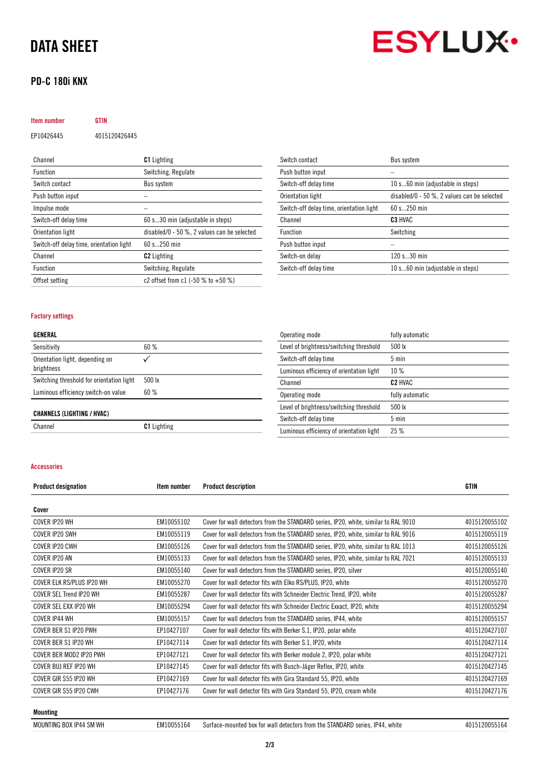# DATA SHEET

## PD-C 180i KNX

| Item number | GTIN |
|---|---|
| EP10426445 | 4015120426445 |

| | |
|---|---|
| Channel | **C1** Lighting |
| Function | Switching, Regulate |
| Switch contact | Bus system |
| Push button input | – |
| Impulse mode | – |
| Switch-off delay time | 60 s...30 min (adjustable in steps) |
| Orientation light | disabled/0 - 50 %, 2 values can be selected |
| Switch-off delay time, orientation light | 60 s...250 min |
| Channel | **C2** Lighting |
| Function | Switching, Regulate |
| Offset setting | c2 offset from c1 (-50 % to +50 %) |
| Switch contact | Bus system |
| Push button input | – |
| Switch-off delay time | 10 s...60 min (adjustable in steps) |
| Orientation light | disabled/0 - 50 %, 2 values can be selected |
| Switch-off delay time, orientation light | 60 s...250 min |
| Channel | **C3** HVAC |
| Function | Switching |
| Push button input | – |
| Switch-on delay | 120 s...30 min |
| Switch-off delay time | 10 s...60 min (adjustable in steps) |

### Factory settings

| **GENERAL** | |
|---|---|
| Sensitivity | 60 % |
| Orientation light, depending on brightness | ✓ |
| Switching threshold for orientation light | 500 lx |
| Luminous efficiency switch-on value | 60 % |

| **CHANNELS (LIGHTING / HVAC)** | |
|---|---|
| Channel | **C1** Lighting |
| Operating mode | fully automatic |
| Level of brightness/switching threshold | 500 lx |
| Switch-off delay time | 5 min |
| Luminous efficiency of orientation light | 10 % |
| Channel | **C2** HVAC |
| Operating mode | fully automatic |
| Level of brightness/switching threshold | 500 lx |
| Switch-off delay time | 5 min |
| Luminous efficiency of orientation light | 25 % |

### Accessories

| Product designation | Item number | Product description | GTIN |
|---|---|---|---|
| **Cover** | | | |
| COVER IP20 WH | EM10055102 | Cover for wall detectors from the STANDARD series, IP20, white, similar to RAL 9010 | 4015120055102 |
| COVER IP20 SWH | EM10055119 | Cover for wall detectors from the STANDARD series, IP20, white, similar to RAL 9016 | 4015120055119 |
| COVER IP20 CWH | EM10055126 | Cover for wall detectors from the STANDARD series, IP20, white, similar to RAL 1013 | 4015120055126 |
| COVER IP20 AN | EM10055133 | Cover for wall detectors from the STANDARD series, IP20, white, similar to RAL 7021 | 4015120055133 |
| COVER IP20 SR | EM10055140 | Cover for wall detectors from the STANDARD series, IP20, silver | 4015120055140 |
| COVER ELK RS/PLUS IP20 WH | EM10055270 | Cover for wall detector fits with Elko RS/PLUS, IP20, white | 4015120055270 |
| COVER SEL Trend IP20 WH | EM10055287 | Cover for wall detector fits with Schneider Electric Trend, IP20, white | 4015120055287 |
| COVER SEL EXX IP20 WH | EM10055294 | Cover for wall detector fits with Schneider Electric Exxact, IP20, white | 4015120055294 |
| COVER IP44 WH | EM10055157 | Cover for wall detectors from the STANDARD series, IP44, white | 4015120055157 |
| COVER BER S1 IP20 PWH | EP10427107 | Cover for wall detector fits with Berker S.1, IP20, polar white | 4015120427107 |
| COVER BER S1 IP20 WH | EP10427114 | Cover for wall detector fits with Berker S.1, IP20, white | 4015120427114 |
| COVER BER MOD2 IP20 PWH | EP10427121 | Cover for wall detector fits with Berker module 2, IP20, polar white | 4015120427121 |
| COVER BUJ REF IP20 WH | EP10427145 | Cover for wall detector fits with Busch-Jäger Reflex, IP20, white | 4015120427145 |
| COVER GIR S55 IP20 WH | EP10427169 | Cover for wall detector fits with Gira Standard 55, IP20, white | 4015120427169 |
| COVER GIR S55 IP20 CWH | EP10427176 | Cover for wall detector fits with Gira Standard 55, IP20, cream white | 4015120427176 |
| **Mounting** | | | |
| MOUNTING BOX IP44 SM WH | EM10055164 | Surface-mounted box for wall detectors from the STANDARD series, IP44, white | 4015120055164 |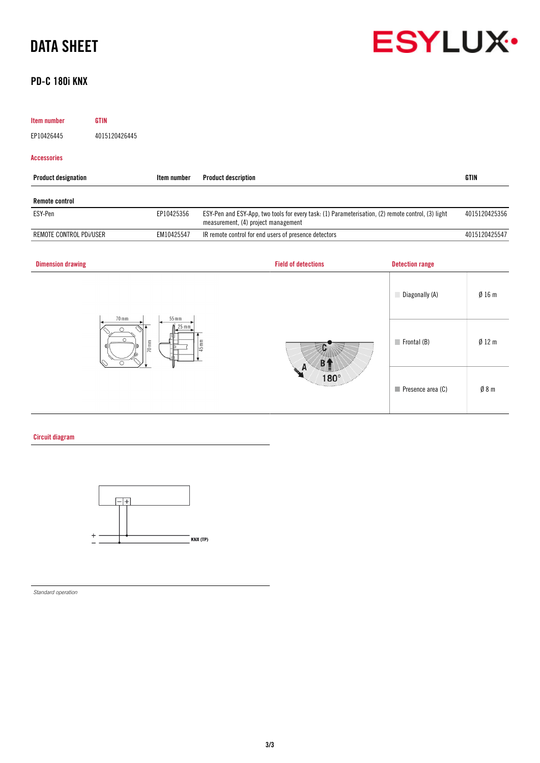# DATA SHEET

## PD-C 180i KNX

| Item number | GTIN |
| --- | --- |
| EP10426445 | 4015120426445 |

### Accessories

| Product designation | Item number | Product description | GTIN |
| --- | --- | --- | --- |
| **Remote control** | | | |
| ESY-Pen | EP10425356 | ESY-Pen and ESY-App, two tools for every task: (1) Parameterisation, (2) remote control, (3) light measurement, (4) project management | 4015120425356 |
| REMOTE CONTROL PDi/USER | EM10425547 | IR remote control for end users of presence detectors | 4015120425547 |

### Dimension drawing

70 mm
70 mm
55 mm
25 mm
45 mm

### Field of detections

C
B
A
180°

### Detection range

| | |
| --- | --- |
| Diagonally (A) | Ø 16 m |
| Frontal (B) | Ø 12 m |
| Presence area (C) | Ø 8 m |

### Circuit diagram

– +
+
–
KNX (TP)

*Standard operation*